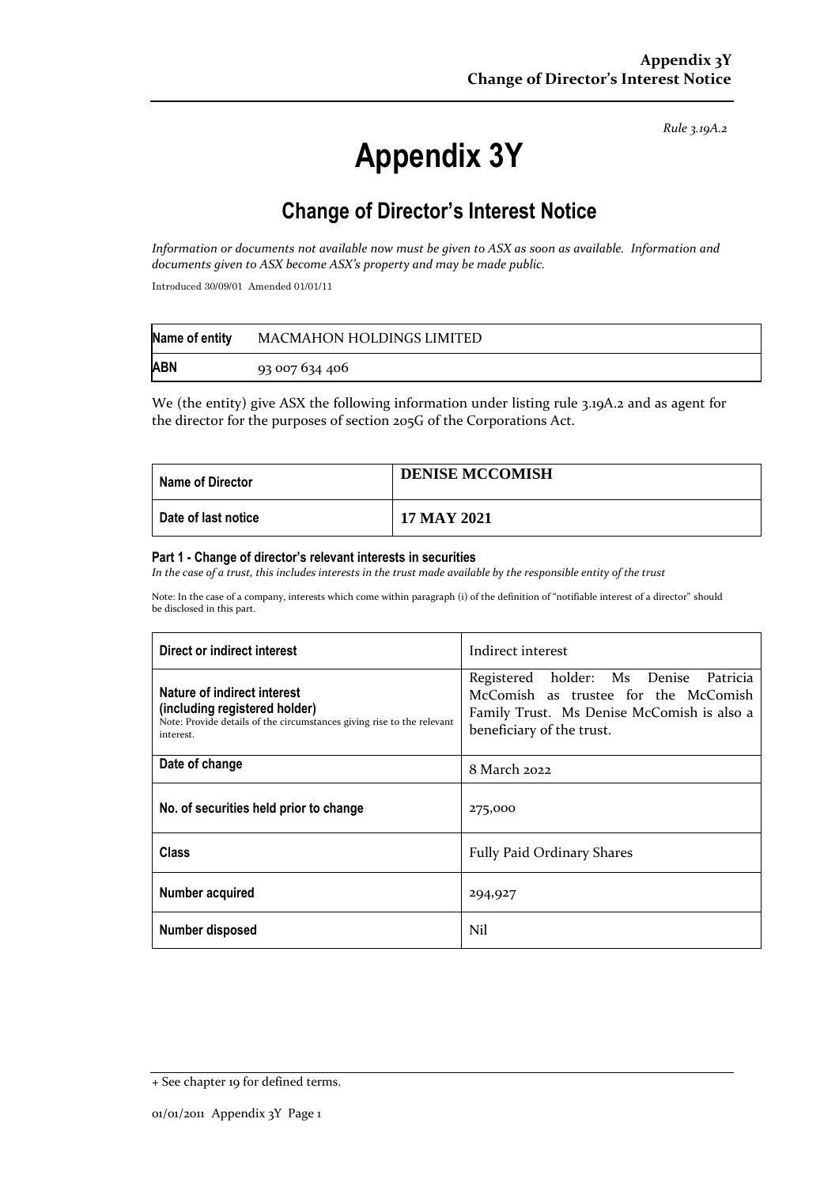*Rule 3.19A.2*

# Appendix 3Y

## Change of Director's Interest Notice

*Information or documents not available now must be given to ASX as soon as available. Information and documents given to ASX become ASX's property and may be made public.*

Introduced 30/09/01 Amended 01/01/11

| **Name of entity** | MACMAHON HOLDINGS LIMITED |
|---|---|
| **ABN** | 93 007 634 406 |

We (the entity) give ASX the following information under listing rule 3.19A.2 and as agent for the director for the purposes of section 205G of the Corporations Act.

| **Name of Director** | **DENISE MCCOMISH** |
|---|---|
| **Date of last notice** | **17 MAY 2021** |

#### Part 1 - Change of director's relevant interests in securities

*In the case of a trust, this includes interests in the trust made available by the responsible entity of the trust*

Note: In the case of a company, interests which come within paragraph (i) of the definition of "notifiable interest of a director" should be disclosed in this part.

| **Direct or indirect interest** | Indirect interest |
|---|---|
| **Nature of indirect interest (including registered holder)**<br>Note: Provide details of the circumstances giving rise to the relevant interest. | Registered holder: Ms Denise Patricia McComish as trustee for the McComish Family Trust. Ms Denise McComish is also a beneficiary of the trust. |
| **Date of change** | 8 March 2022 |
| **No. of securities held prior to change** | 275,000 |
| **Class** | Fully Paid Ordinary Shares |
| **Number acquired** | 294,927 |
| **Number disposed** | Nil |

+ See chapter 19 for defined terms.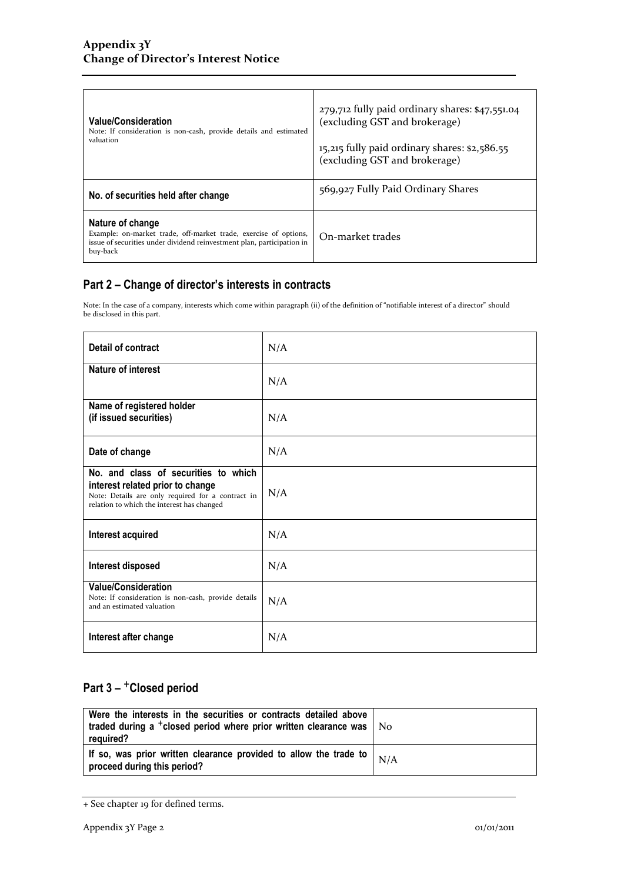| **Value/Consideration**<br>Note: If consideration is non-cash, provide details and estimated valuation | 279,712 fully paid ordinary shares: $47,551.04 (excluding GST and brokerage)<br><br>15,215 fully paid ordinary shares: $2,586.55 (excluding GST and brokerage) |
|---|---|
| **No. of securities held after change** | 569,927 Fully Paid Ordinary Shares |
| **Nature of change**<br>Example: on-market trade, off-market trade, exercise of options, issue of securities under dividend reinvestment plan, participation in buy-back | On-market trades |

## Part 2 – Change of director's interests in contracts

Note: In the case of a company, interests which come within paragraph (ii) of the definition of "notifiable interest of a director" should be disclosed in this part.

| **Detail of contract** | N/A |
|---|---|
| **Nature of interest** | N/A |
| **Name of registered holder (if issued securities)** | N/A |
| **Date of change** | N/A |
| **No. and class of securities to which interest related prior to change**<br>Note: Details are only required for a contract in relation to which the interest has changed | N/A |
| **Interest acquired** | N/A |
| **Interest disposed** | N/A |
| **Value/Consideration**<br>Note: If consideration is non-cash, provide details and an estimated valuation | N/A |
| **Interest after change** | N/A |

## Part 3 – +Closed period

| **Were the interests in the securities or contracts detailed above traded during a +closed period where prior written clearance was required?** | No |
|---|---|
| **If so, was prior written clearance provided to allow the trade to proceed during this period?** | N/A |

+ See chapter 19 for defined terms.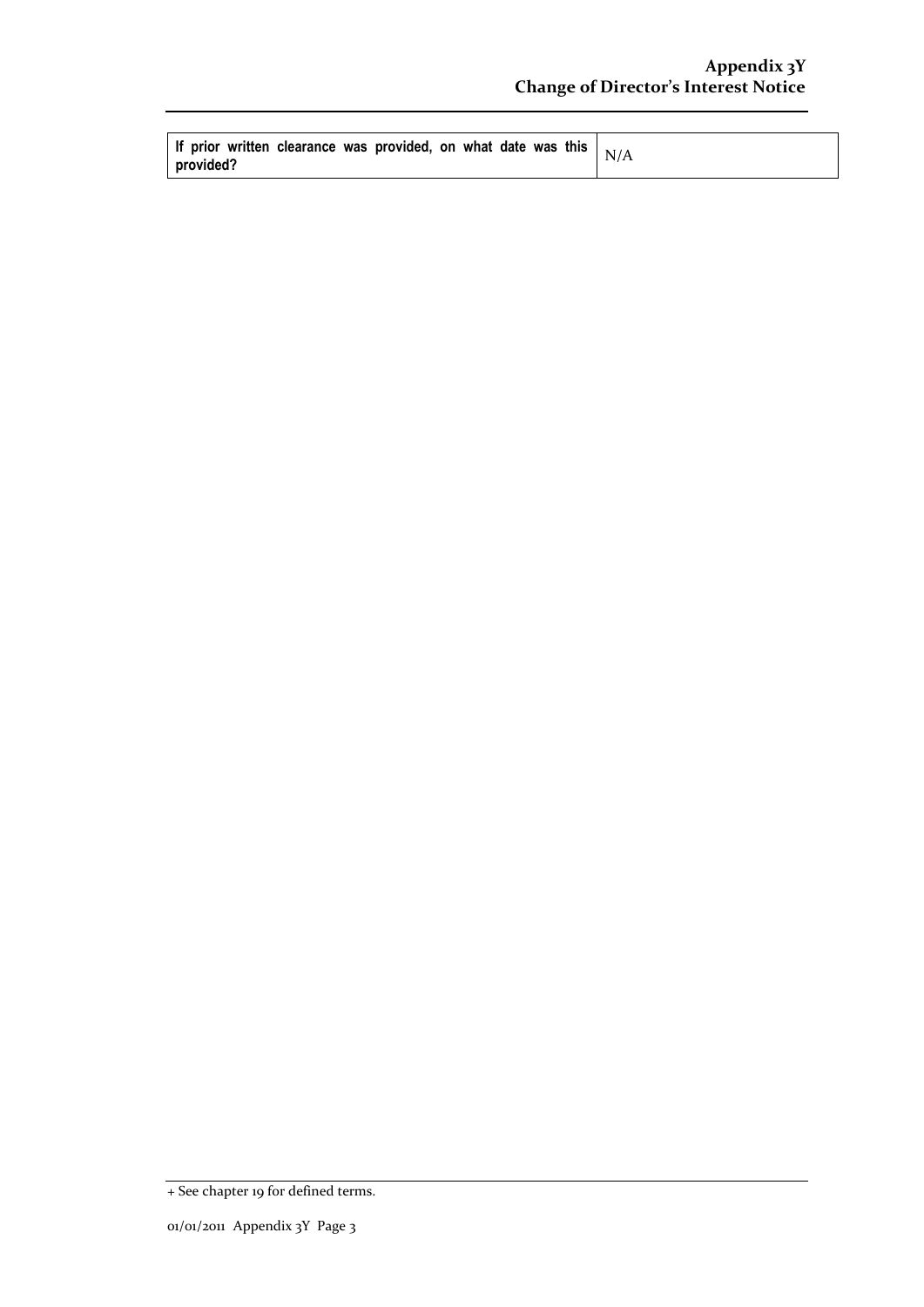| | |
|---|---|
| **If prior written clearance was provided, on what date was this provided?** | N/A |

+ See chapter 19 for defined terms.